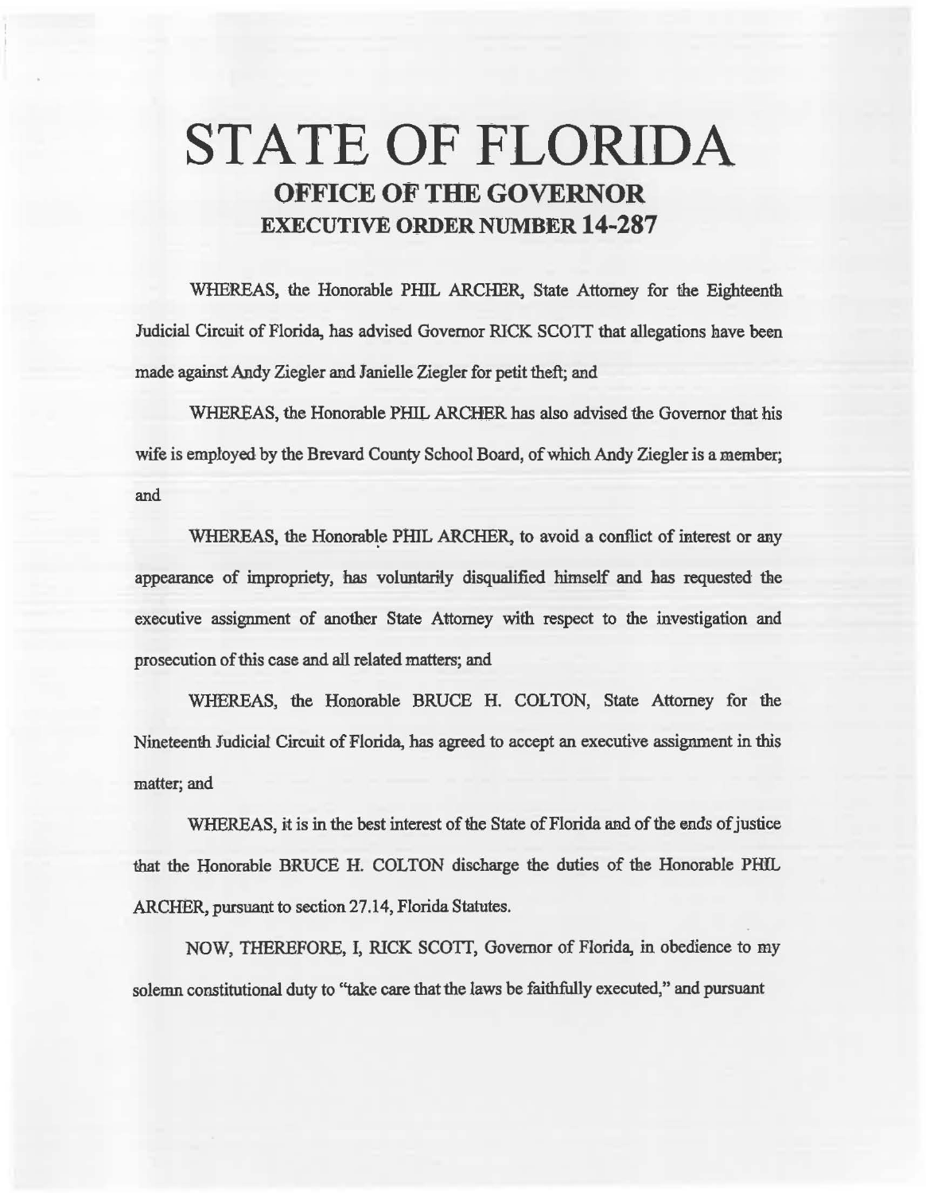# STATE OF FLORIDA

## OFFICE OF THE GOVERNOR

## EXECUTIVE ORDER NUMBER 14-287

WHEREAS, the Honorable PHIL ARCHER, State Attorney for the Eighteenth Judicial Circuit of Florida, has advised Governor RICK SCOTT that allegations have been made against Andy Ziegler and Janielle Ziegler for petit theft; and

WHEREAS, the Honorable PHIL ARCHER has also advised the Governor that his wife is employed by the Brevard County School Board, of which Andy Ziegler is a member; and

WHEREAS, the Honorable PHIL ARCHER, to avoid a conflict of interest or any appearance of impropriety, has voluntarily disqualified himself and has requested the executive assignment of another State Attorney with respect to the investigation and prosecution of this case and all related matters; and

WHEREAS, the Honorable BRUCE H. COLTON, State Attorney for the Nineteenth Judicial Circuit of Florida, has agreed to accept an executive assignment in this matter; and

WHEREAS, it is in the best interest of the State of Florida and of the ends of justice that the Honorable BRUCE H. COLTON discharge the duties of the Honorable PHIL ARCHER, pursuant to section 27.14, Florida Statutes.

NOW, THEREFORE, I, RICK SCOTT, Governor of Florida, in obedience to my solemn constitutional duty to "take care that the laws be faithfully executed," and pursuant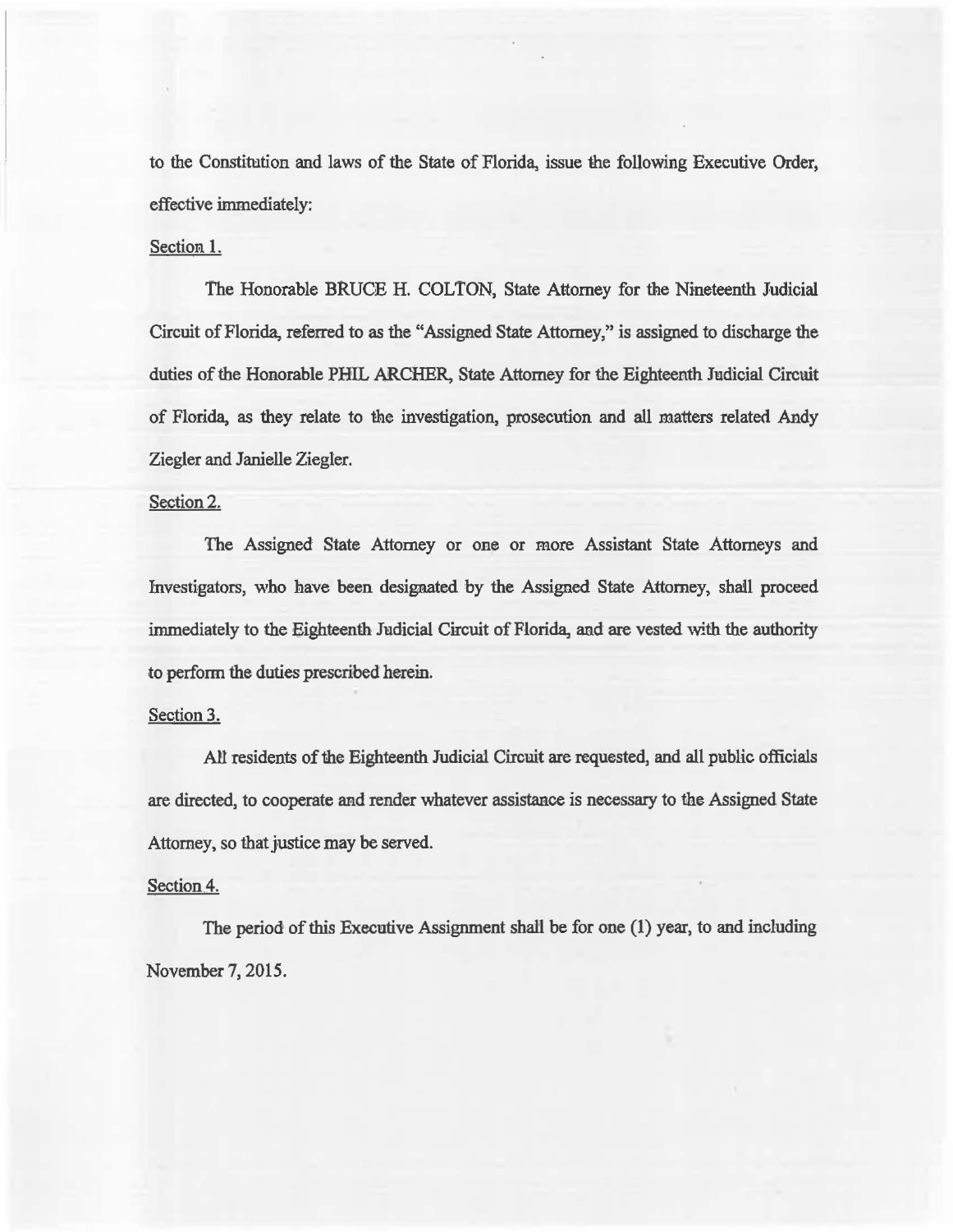to the Constitution and laws of the State of Florida, issue the following Executive Order, effective immediately:

Section 1.

The Honorable BRUCE H. COLTON, State Attorney for the Nineteenth Judicial Circuit of Florida, referred to as the "Assigned State Attorney," is assigned to discharge the duties of the Honorable PHIL ARCHER, State Attorney for the Eighteenth Judicial Circuit of Florida, as they relate to the investigation, prosecution and all matters related Andy Ziegler and Janielle Ziegler.

Section 2.

The Assigned State Attorney or one or more Assistant State Attorneys and Investigators, who have been designated by the Assigned State Attorney, shall proceed immediately to the Eighteenth Judicial Circuit of Florida, and are vested with the authority to perform the duties prescribed herein.

Section 3.

All residents of the Eighteenth Judicial Circuit are requested, and all public officials are directed, to cooperate and render whatever assistance is necessary to the Assigned State Attorney, so that justice may be served.

Section 4.

The period of this Executive Assignment shall be for one (1) year, to and including November 7, 2015.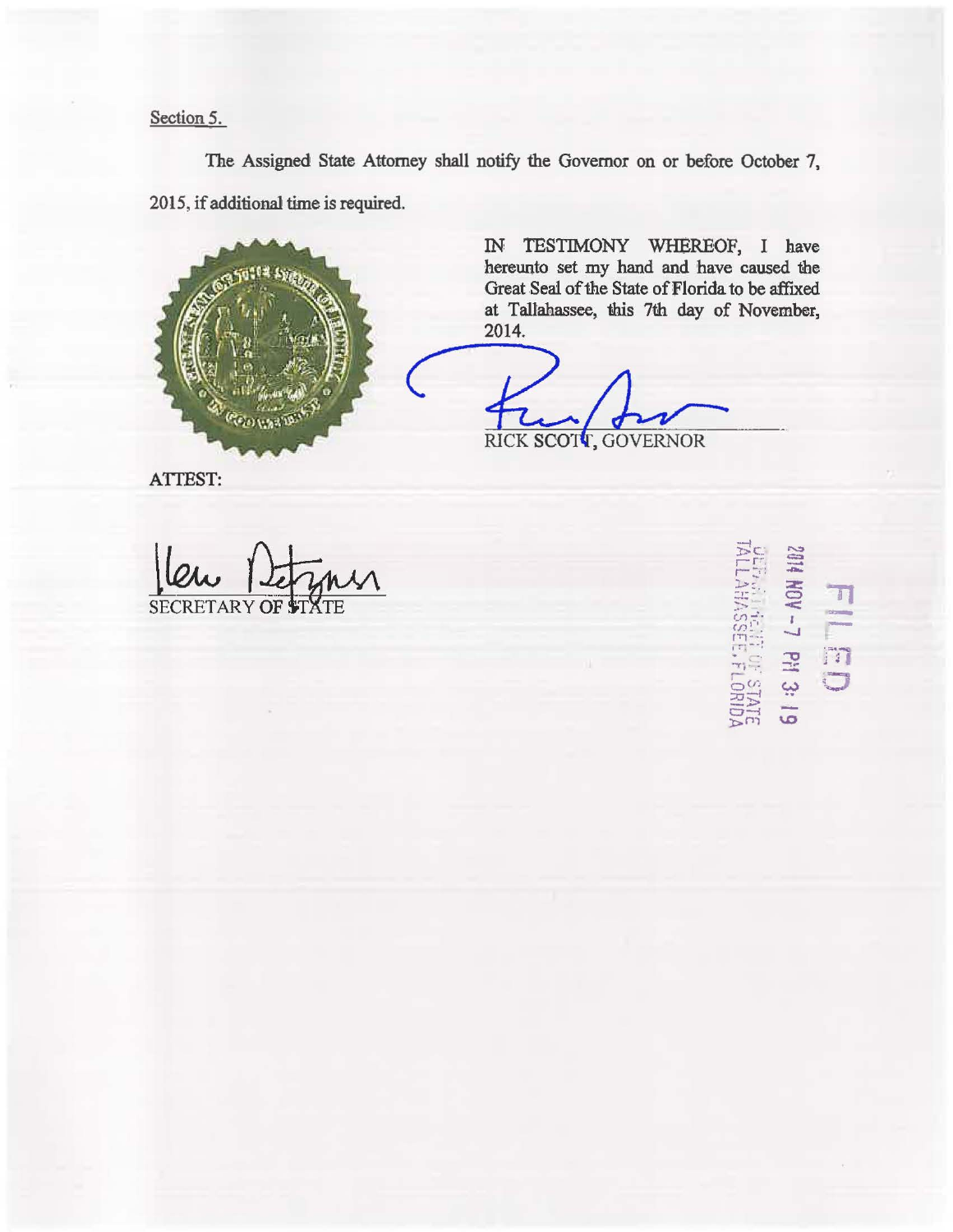Section 5.

The Assigned State Attorney shall notify the Governor on or before October 7, 2015, if additional time is required.

IN TESTIMONY WHEREOF, I have hereunto set my hand and have caused the Great Seal of the State of Florida to be affixed at Tallahassee, this 7th day of November, 2014.

RICK SCOTT, GOVERNOR

ATTEST:

SECRETARY OF STATE

FILED

2014 NOV -7 PM 3: 19

DEPARTMENT OF STATE
TALLAHASSEE, FLORIDA